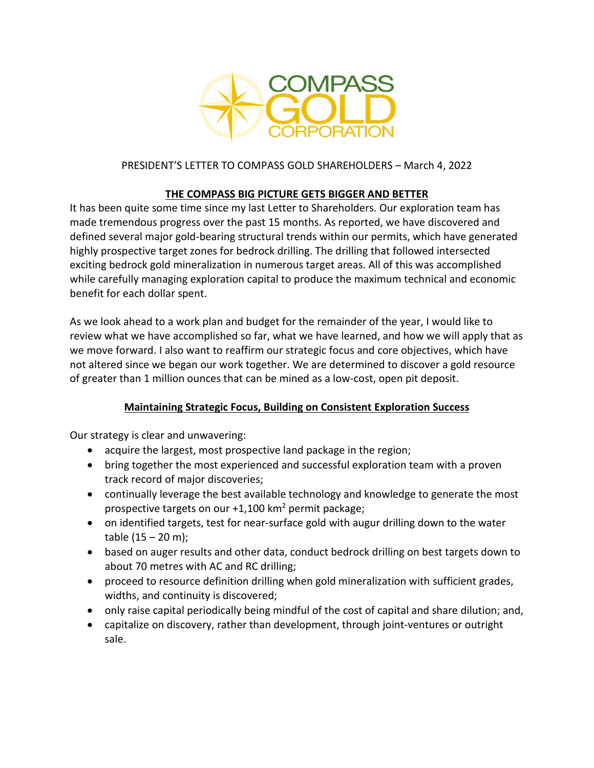COMPASS GOLD CORPORATION

PRESIDENT'S LETTER TO COMPASS GOLD SHAREHOLDERS – March 4, 2022

## THE COMPASS BIG PICTURE GETS BIGGER AND BETTER

It has been quite some time since my last Letter to Shareholders. Our exploration team has made tremendous progress over the past 15 months. As reported, we have discovered and defined several major gold-bearing structural trends within our permits, which have generated highly prospective target zones for bedrock drilling. The drilling that followed intersected exciting bedrock gold mineralization in numerous target areas. All of this was accomplished while carefully managing exploration capital to produce the maximum technical and economic benefit for each dollar spent.

As we look ahead to a work plan and budget for the remainder of the year, I would like to review what we have accomplished so far, what we have learned, and how we will apply that as we move forward. I also want to reaffirm our strategic focus and core objectives, which have not altered since we began our work together. We are determined to discover a gold resource of greater than 1 million ounces that can be mined as a low-cost, open pit deposit.

## Maintaining Strategic Focus, Building on Consistent Exploration Success

Our strategy is clear and unwavering:

- acquire the largest, most prospective land package in the region;
- bring together the most experienced and successful exploration team with a proven track record of major discoveries;
- continually leverage the best available technology and knowledge to generate the most prospective targets on our +1,100 km$^2$ permit package;
- on identified targets, test for near-surface gold with augur drilling down to the water table (15 – 20 m);
- based on auger results and other data, conduct bedrock drilling on best targets down to about 70 metres with AC and RC drilling;
- proceed to resource definition drilling when gold mineralization with sufficient grades, widths, and continuity is discovered;
- only raise capital periodically being mindful of the cost of capital and share dilution; and,
- capitalize on discovery, rather than development, through joint-ventures or outright sale.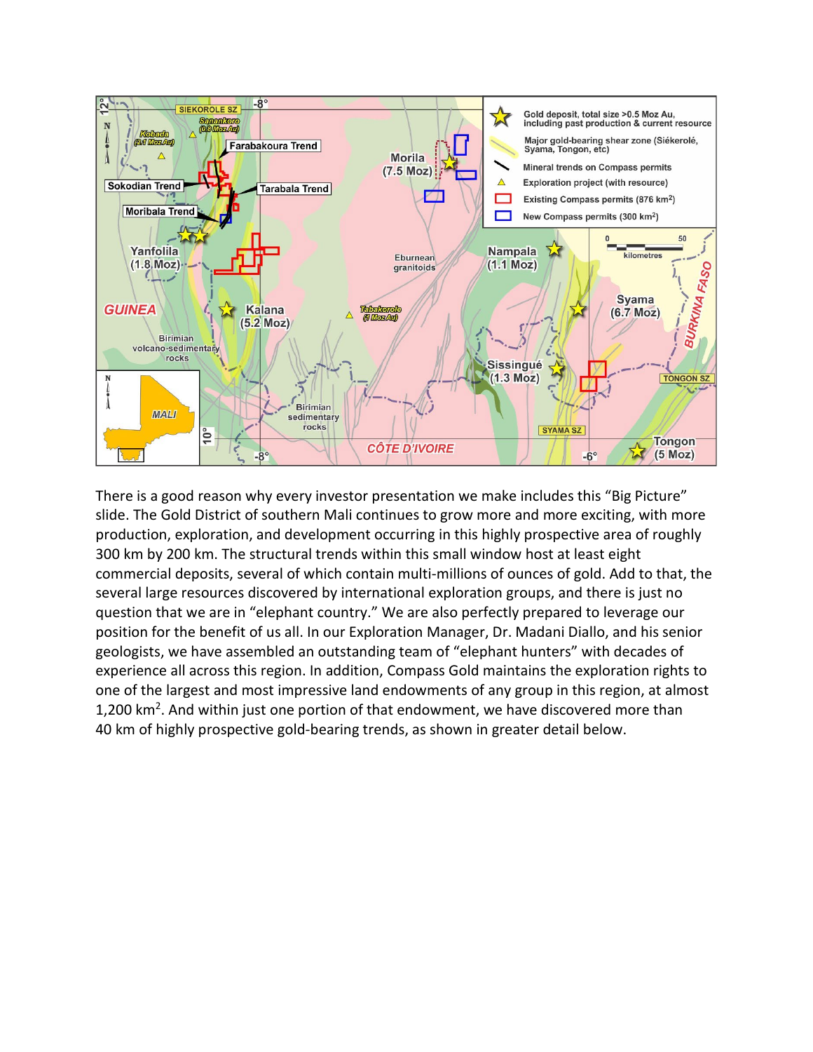There is a good reason why every investor presentation we make includes this “Big Picture” slide. The Gold District of southern Mali continues to grow more and more exciting, with more production, exploration, and development occurring in this highly prospective area of roughly 300 km by 200 km. The structural trends within this small window host at least eight commercial deposits, several of which contain multi-millions of ounces of gold. Add to that, the several large resources discovered by international exploration groups, and there is just no question that we are in “elephant country.” We are also perfectly prepared to leverage our position for the benefit of us all. In our Exploration Manager, Dr. Madani Diallo, and his senior geologists, we have assembled an outstanding team of “elephant hunters” with decades of experience all across this region. In addition, Compass Gold maintains the exploration rights to one of the largest and most impressive land endowments of any group in this region, at almost 1,200 $km^2$. And within just one portion of that endowment, we have discovered more than 40 km of highly prospective gold-bearing trends, as shown in greater detail below.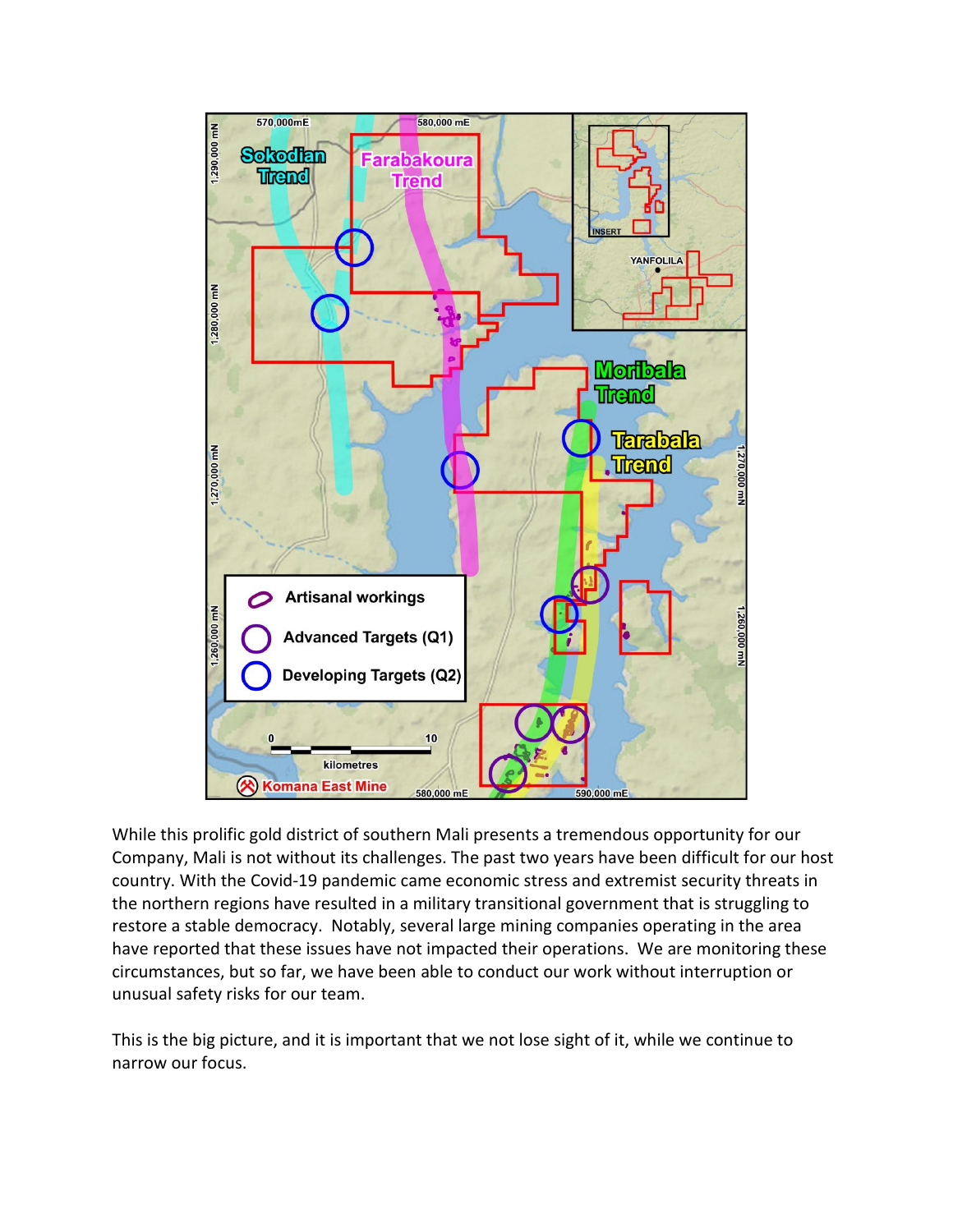While this prolific gold district of southern Mali presents a tremendous opportunity for our Company, Mali is not without its challenges. The past two years have been difficult for our host country. With the Covid-19 pandemic came economic stress and extremist security threats in the northern regions have resulted in a military transitional government that is struggling to restore a stable democracy. Notably, several large mining companies operating in the area have reported that these issues have not impacted their operations. We are monitoring these circumstances, but so far, we have been able to conduct our work without interruption or unusual safety risks for our team.

This is the big picture, and it is important that we not lose sight of it, while we continue to narrow our focus.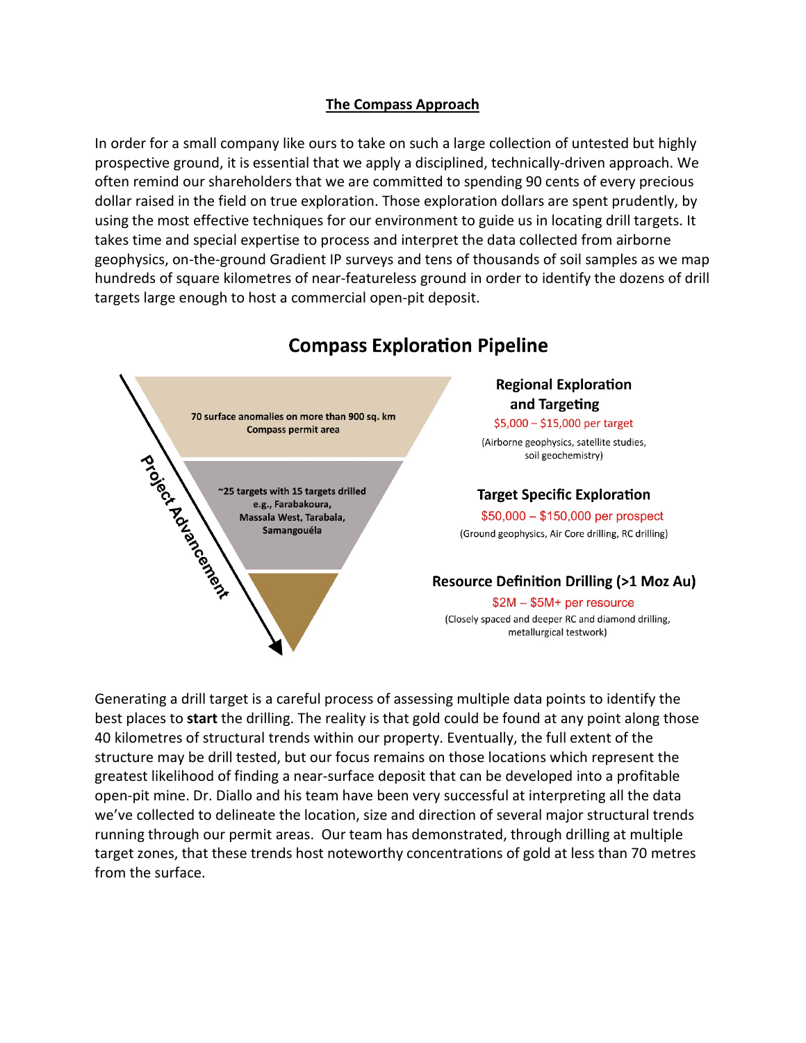## The Compass Approach

In order for a small company like ours to take on such a large collection of untested but highly prospective ground, it is essential that we apply a disciplined, technically-driven approach. We often remind our shareholders that we are committed to spending 90 cents of every precious dollar raised in the field on true exploration. Those exploration dollars are spent prudently, by using the most effective techniques for our environment to guide us in locating drill targets. It takes time and special expertise to process and interpret the data collected from airborne geophysics, on-the-ground Gradient IP surveys and tens of thousands of soil samples as we map hundreds of square kilometres of near-featureless ground in order to identify the dozens of drill targets large enough to host a commercial open-pit deposit.

### Compass Exploration Pipeline

Project Advancement

70 surface anomalies on more than 900 sq. km Compass permit area

**Regional Exploration and Targeting**
$5,000 – $15,000 per target
(Airborne geophysics, satellite studies, soil geochemistry)

~25 targets with 15 targets drilled e.g., Farabakoura, Massala West, Tarabala, Samangouéla

**Target Specific Exploration**
$50,000 – $150,000 per prospect
(Ground geophysics, Air Core drilling, RC drilling)

**Resource Definition Drilling (>1 Moz Au)**
$2M – $5M+ per resource
(Closely spaced and deeper RC and diamond drilling, metallurgical testwork)

Generating a drill target is a careful process of assessing multiple data points to identify the best places to **start** the drilling. The reality is that gold could be found at any point along those 40 kilometres of structural trends within our property. Eventually, the full extent of the structure may be drill tested, but our focus remains on those locations which represent the greatest likelihood of finding a near-surface deposit that can be developed into a profitable open-pit mine. Dr. Diallo and his team have been very successful at interpreting all the data we've collected to delineate the location, size and direction of several major structural trends running through our permit areas. Our team has demonstrated, through drilling at multiple target zones, that these trends host noteworthy concentrations of gold at less than 70 metres from the surface.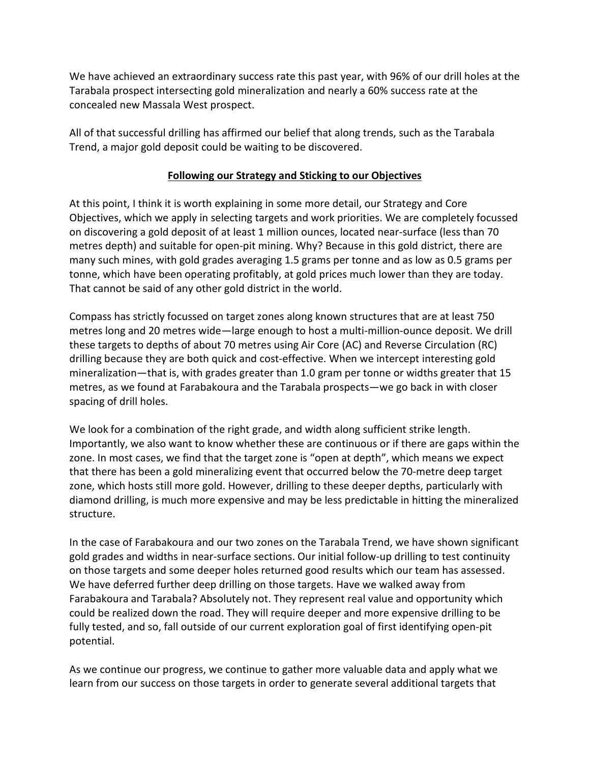We have achieved an extraordinary success rate this past year, with 96% of our drill holes at the Tarabala prospect intersecting gold mineralization and nearly a 60% success rate at the concealed new Massala West prospect.

All of that successful drilling has affirmed our belief that along trends, such as the Tarabala Trend, a major gold deposit could be waiting to be discovered.

## **Following our Strategy and Sticking to our Objectives**

At this point, I think it is worth explaining in some more detail, our Strategy and Core Objectives, which we apply in selecting targets and work priorities. We are completely focussed on discovering a gold deposit of at least 1 million ounces, located near-surface (less than 70 metres depth) and suitable for open-pit mining. Why? Because in this gold district, there are many such mines, with gold grades averaging 1.5 grams per tonne and as low as 0.5 grams per tonne, which have been operating profitably, at gold prices much lower than they are today. That cannot be said of any other gold district in the world.

Compass has strictly focussed on target zones along known structures that are at least 750 metres long and 20 metres wide—large enough to host a multi-million-ounce deposit. We drill these targets to depths of about 70 metres using Air Core (AC) and Reverse Circulation (RC) drilling because they are both quick and cost-effective. When we intercept interesting gold mineralization—that is, with grades greater than 1.0 gram per tonne or widths greater that 15 metres, as we found at Farabakoura and the Tarabala prospects—we go back in with closer spacing of drill holes.

We look for a combination of the right grade, and width along sufficient strike length. Importantly, we also want to know whether these are continuous or if there are gaps within the zone. In most cases, we find that the target zone is "open at depth", which means we expect that there has been a gold mineralizing event that occurred below the 70-metre deep target zone, which hosts still more gold. However, drilling to these deeper depths, particularly with diamond drilling, is much more expensive and may be less predictable in hitting the mineralized structure.

In the case of Farabakoura and our two zones on the Tarabala Trend, we have shown significant gold grades and widths in near-surface sections. Our initial follow-up drilling to test continuity on those targets and some deeper holes returned good results which our team has assessed. We have deferred further deep drilling on those targets. Have we walked away from Farabakoura and Tarabala? Absolutely not. They represent real value and opportunity which could be realized down the road. They will require deeper and more expensive drilling to be fully tested, and so, fall outside of our current exploration goal of first identifying open-pit potential.

As we continue our progress, we continue to gather more valuable data and apply what we learn from our success on those targets in order to generate several additional targets that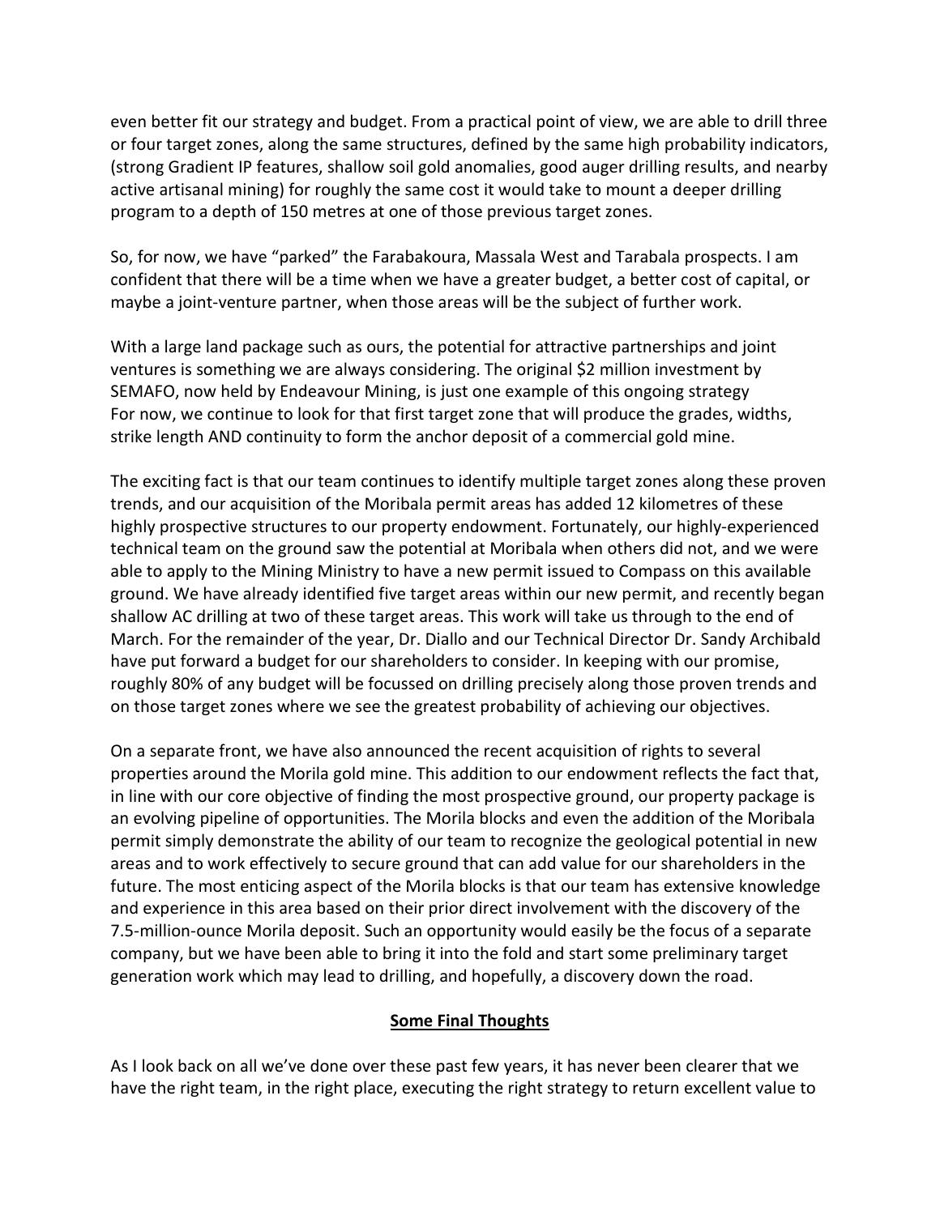even better fit our strategy and budget. From a practical point of view, we are able to drill three or four target zones, along the same structures, defined by the same high probability indicators, (strong Gradient IP features, shallow soil gold anomalies, good auger drilling results, and nearby active artisanal mining) for roughly the same cost it would take to mount a deeper drilling program to a depth of 150 metres at one of those previous target zones.

So, for now, we have "parked" the Farabakoura, Massala West and Tarabala prospects. I am confident that there will be a time when we have a greater budget, a better cost of capital, or maybe a joint-venture partner, when those areas will be the subject of further work.

With a large land package such as ours, the potential for attractive partnerships and joint ventures is something we are always considering. The original $2 million investment by SEMAFO, now held by Endeavour Mining, is just one example of this ongoing strategy For now, we continue to look for that first target zone that will produce the grades, widths, strike length AND continuity to form the anchor deposit of a commercial gold mine.

The exciting fact is that our team continues to identify multiple target zones along these proven trends, and our acquisition of the Moribala permit areas has added 12 kilometres of these highly prospective structures to our property endowment. Fortunately, our highly-experienced technical team on the ground saw the potential at Moribala when others did not, and we were able to apply to the Mining Ministry to have a new permit issued to Compass on this available ground. We have already identified five target areas within our new permit, and recently began shallow AC drilling at two of these target areas. This work will take us through to the end of March. For the remainder of the year, Dr. Diallo and our Technical Director Dr. Sandy Archibald have put forward a budget for our shareholders to consider. In keeping with our promise, roughly 80% of any budget will be focussed on drilling precisely along those proven trends and on those target zones where we see the greatest probability of achieving our objectives.

On a separate front, we have also announced the recent acquisition of rights to several properties around the Morila gold mine. This addition to our endowment reflects the fact that, in line with our core objective of finding the most prospective ground, our property package is an evolving pipeline of opportunities. The Morila blocks and even the addition of the Moribala permit simply demonstrate the ability of our team to recognize the geological potential in new areas and to work effectively to secure ground that can add value for our shareholders in the future. The most enticing aspect of the Morila blocks is that our team has extensive knowledge and experience in this area based on their prior direct involvement with the discovery of the 7.5-million-ounce Morila deposit. Such an opportunity would easily be the focus of a separate company, but we have been able to bring it into the fold and start some preliminary target generation work which may lead to drilling, and hopefully, a discovery down the road.

## Some Final Thoughts

As I look back on all we've done over these past few years, it has never been clearer that we have the right team, in the right place, executing the right strategy to return excellent value to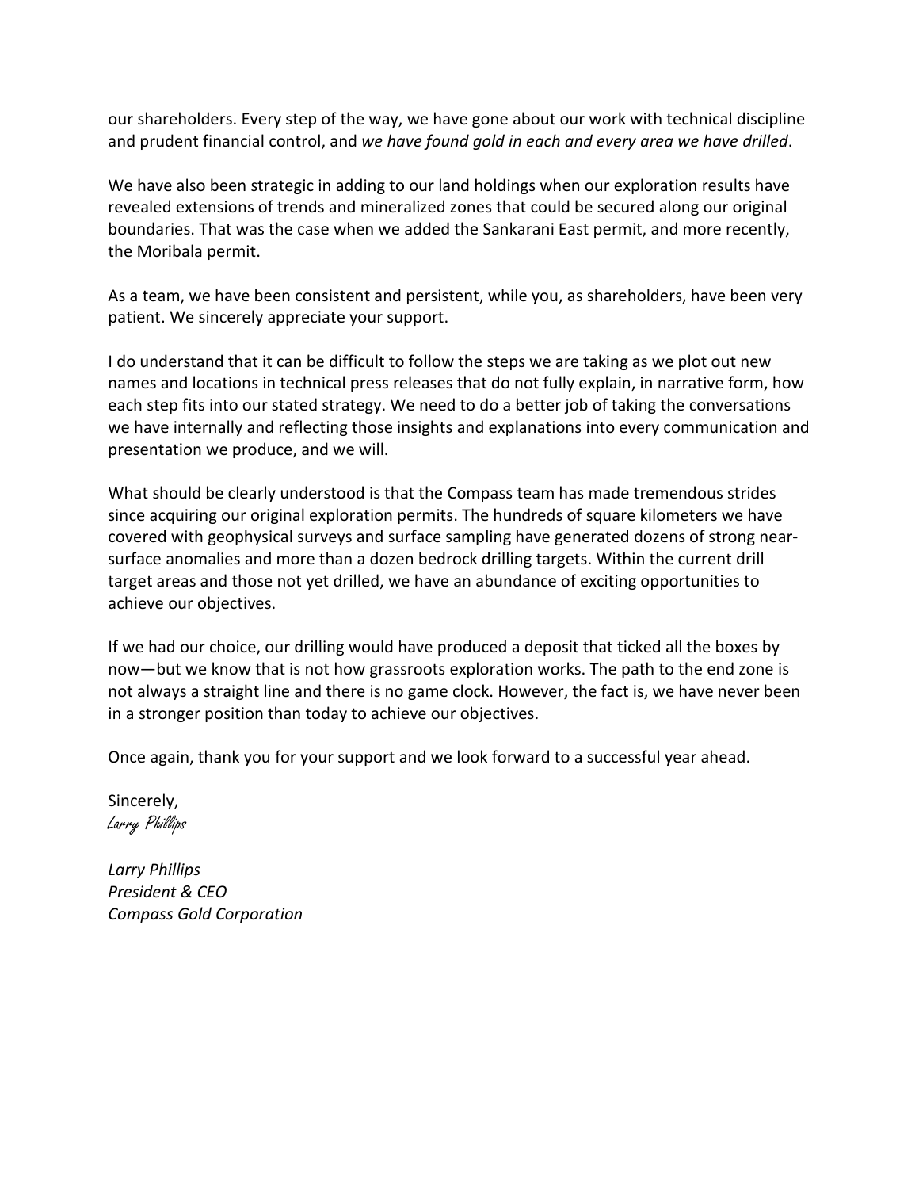our shareholders. Every step of the way, we have gone about our work with technical discipline and prudent financial control, and *we have found gold in each and every area we have drilled*.

We have also been strategic in adding to our land holdings when our exploration results have revealed extensions of trends and mineralized zones that could be secured along our original boundaries. That was the case when we added the Sankarani East permit, and more recently, the Moribala permit.

As a team, we have been consistent and persistent, while you, as shareholders, have been very patient. We sincerely appreciate your support.

I do understand that it can be difficult to follow the steps we are taking as we plot out new names and locations in technical press releases that do not fully explain, in narrative form, how each step fits into our stated strategy. We need to do a better job of taking the conversations we have internally and reflecting those insights and explanations into every communication and presentation we produce, and we will.

What should be clearly understood is that the Compass team has made tremendous strides since acquiring our original exploration permits. The hundreds of square kilometers we have covered with geophysical surveys and surface sampling have generated dozens of strong near-surface anomalies and more than a dozen bedrock drilling targets. Within the current drill target areas and those not yet drilled, we have an abundance of exciting opportunities to achieve our objectives.

If we had our choice, our drilling would have produced a deposit that ticked all the boxes by now—but we know that is not how grassroots exploration works. The path to the end zone is not always a straight line and there is no game clock. However, the fact is, we have never been in a stronger position than today to achieve our objectives.

Once again, thank you for your support and we look forward to a successful year ahead.

Sincerely,
Larry Phillips

*Larry Phillips*
*President & CEO*
*Compass Gold Corporation*